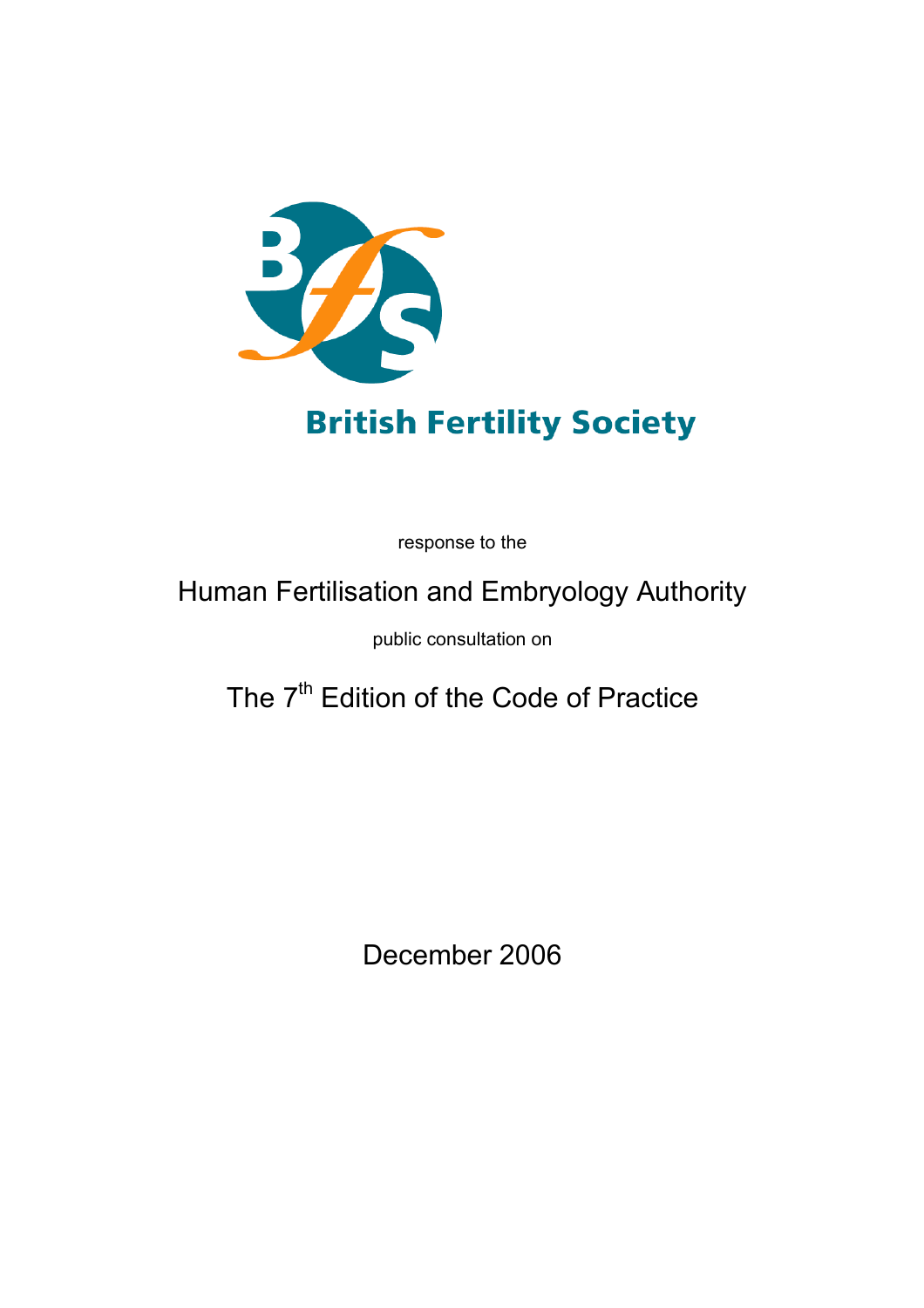British Fertility Society

response to the

# Human Fertilisation and Embryology Authority

public consultation on

# The 7th Edition of the Code of Practice

December 2006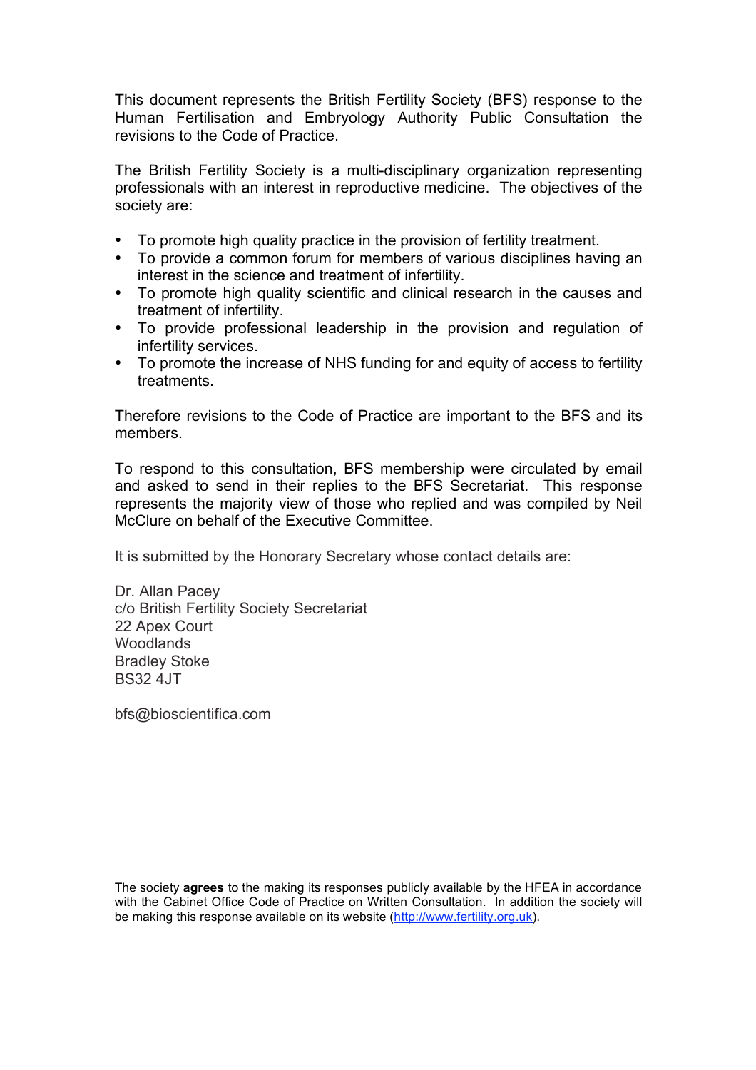This document represents the British Fertility Society (BFS) response to the Human Fertilisation and Embryology Authority Public Consultation the revisions to the Code of Practice.

The British Fertility Society is a multi-disciplinary organization representing professionals with an interest in reproductive medicine. The objectives of the society are:

- To promote high quality practice in the provision of fertility treatment.
- To provide a common forum for members of various disciplines having an interest in the science and treatment of infertility.
- To promote high quality scientific and clinical research in the causes and treatment of infertility.
- To provide professional leadership in the provision and regulation of infertility services.
- To promote the increase of NHS funding for and equity of access to fertility treatments.

Therefore revisions to the Code of Practice are important to the BFS and its members.

To respond to this consultation, BFS membership were circulated by email and asked to send in their replies to the BFS Secretariat. This response represents the majority view of those who replied and was compiled by Neil McClure on behalf of the Executive Committee.

It is submitted by the Honorary Secretary whose contact details are:

Dr. Allan Pacey
c/o British Fertility Society Secretariat
22 Apex Court
Woodlands
Bradley Stoke
BS32 4JT

bfs@bioscientifica.com

The society **agrees** to the making its responses publicly available by the HFEA in accordance with the Cabinet Office Code of Practice on Written Consultation. In addition the society will be making this response available on its website (http://www.fertility.org.uk).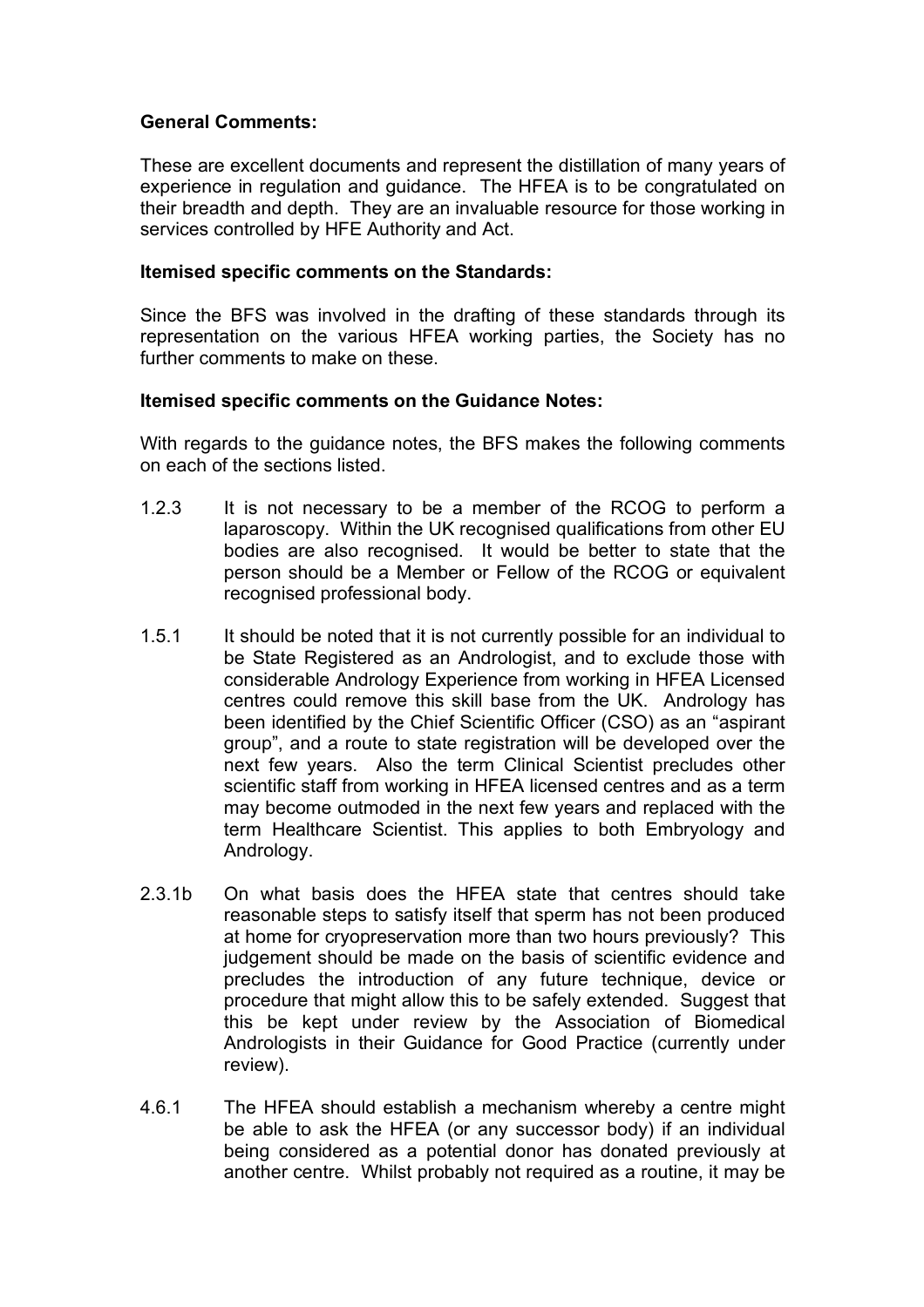**General Comments:**

These are excellent documents and represent the distillation of many years of experience in regulation and guidance. The HFEA is to be congratulated on their breadth and depth. They are an invaluable resource for those working in services controlled by HFE Authority and Act.

**Itemised specific comments on the Standards:**

Since the BFS was involved in the drafting of these standards through its representation on the various HFEA working parties, the Society has no further comments to make on these.

**Itemised specific comments on the Guidance Notes:**

With regards to the guidance notes, the BFS makes the following comments on each of the sections listed.

1.2.3 It is not necessary to be a member of the RCOG to perform a laparoscopy. Within the UK recognised qualifications from other EU bodies are also recognised. It would be better to state that the person should be a Member or Fellow of the RCOG or equivalent recognised professional body.

1.5.1 It should be noted that it is not currently possible for an individual to be State Registered as an Andrologist, and to exclude those with considerable Andrology Experience from working in HFEA Licensed centres could remove this skill base from the UK. Andrology has been identified by the Chief Scientific Officer (CSO) as an "aspirant group", and a route to state registration will be developed over the next few years. Also the term Clinical Scientist precludes other scientific staff from working in HFEA licensed centres and as a term may become outmoded in the next few years and replaced with the term Healthcare Scientist. This applies to both Embryology and Andrology.

2.3.1b On what basis does the HFEA state that centres should take reasonable steps to satisfy itself that sperm has not been produced at home for cryopreservation more than two hours previously? This judgement should be made on the basis of scientific evidence and precludes the introduction of any future technique, device or procedure that might allow this to be safely extended. Suggest that this be kept under review by the Association of Biomedical Andrologists in their Guidance for Good Practice (currently under review).

4.6.1 The HFEA should establish a mechanism whereby a centre might be able to ask the HFEA (or any successor body) if an individual being considered as a potential donor has donated previously at another centre. Whilst probably not required as a routine, it may be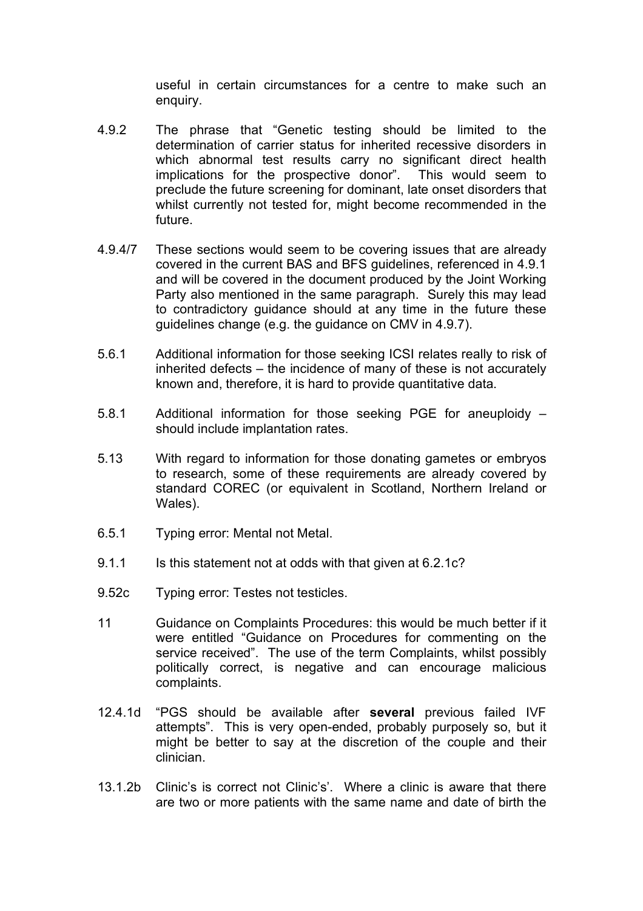useful in certain circumstances for a centre to make such an enquiry.

4.9.2 The phrase that "Genetic testing should be limited to the determination of carrier status for inherited recessive disorders in which abnormal test results carry no significant direct health implications for the prospective donor". This would seem to preclude the future screening for dominant, late onset disorders that whilst currently not tested for, might become recommended in the future.

4.9.4/7 These sections would seem to be covering issues that are already covered in the current BAS and BFS guidelines, referenced in 4.9.1 and will be covered in the document produced by the Joint Working Party also mentioned in the same paragraph. Surely this may lead to contradictory guidance should at any time in the future these guidelines change (e.g. the guidance on CMV in 4.9.7).

5.6.1 Additional information for those seeking ICSI relates really to risk of inherited defects – the incidence of many of these is not accurately known and, therefore, it is hard to provide quantitative data.

5.8.1 Additional information for those seeking PGE for aneuploidy – should include implantation rates.

5.13 With regard to information for those donating gametes or embryos to research, some of these requirements are already covered by standard COREC (or equivalent in Scotland, Northern Ireland or Wales).

6.5.1 Typing error: Mental not Metal.

9.1.1 Is this statement not at odds with that given at 6.2.1c?

9.52c Typing error: Testes not testicles.

11 Guidance on Complaints Procedures: this would be much better if it were entitled "Guidance on Procedures for commenting on the service received". The use of the term Complaints, whilst possibly politically correct, is negative and can encourage malicious complaints.

12.4.1d "PGS should be available after **several** previous failed IVF attempts". This is very open-ended, probably purposely so, but it might be better to say at the discretion of the couple and their clinician.

13.1.2b Clinic's is correct not Clinic's'. Where a clinic is aware that there are two or more patients with the same name and date of birth the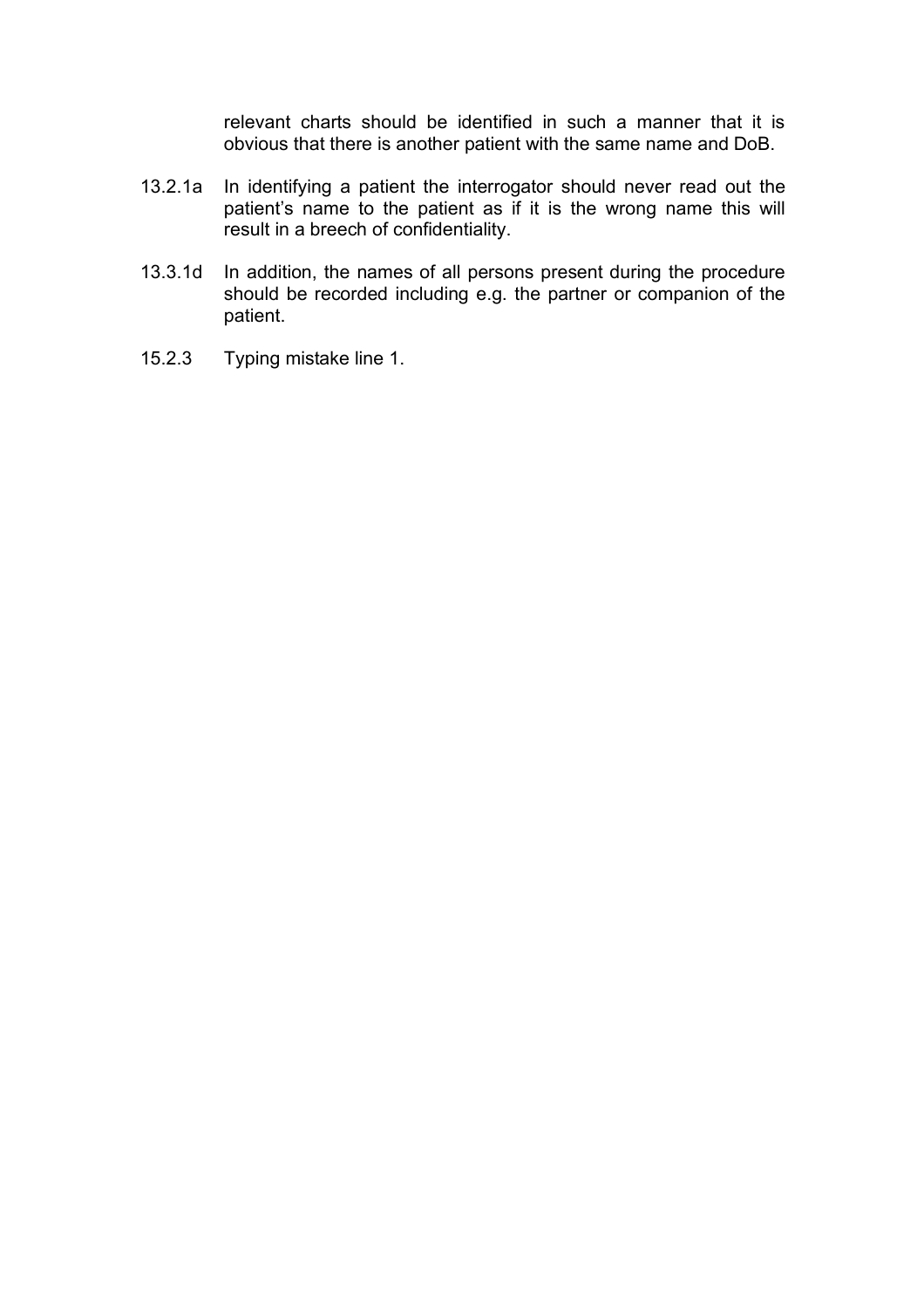relevant charts should be identified in such a manner that it is obvious that there is another patient with the same name and DoB.

13.2.1a In identifying a patient the interrogator should never read out the patient's name to the patient as if it is the wrong name this will result in a breech of confidentiality.

13.3.1d In addition, the names of all persons present during the procedure should be recorded including e.g. the partner or companion of the patient.

15.2.3 Typing mistake line 1.